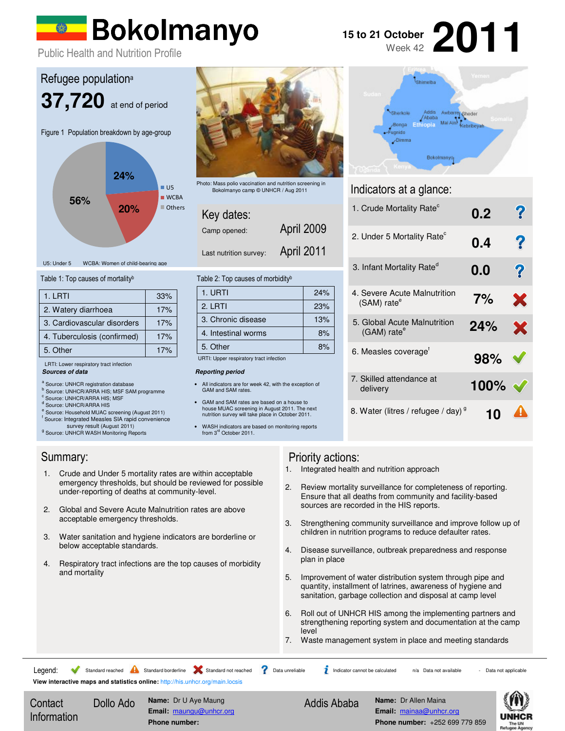# Bokolmanyo

Public Health and Nutrition Profile

15 to 21 October 2011
Week 42

## Refugee population[a]

**37,720** at end of period

Figure 1 Population breakdown by age-group

- U5: 24%
- WCBA: 20%
- Others: 56%

U5: Under 5 WCBA: Women of child-bearing age

Photo: Mass polio vaccination and nutrition screening in Bokolmanyo camp © UNHCR / Aug 2011

## Key dates:

| | |
|---|---|
| Camp opened: | April 2009 |
| Last nutrition survey: | April 2011 |

## Indicators at a glance:

| Indicator | Value | Status |
|---|---|---|
| 1. Crude Mortality Rate[c] | 0.2 | Data unreliable |
| 2. Under 5 Mortality Rate[c] | 0.4 | Data unreliable |
| 3. Infant Mortality Rate[d] | 0.0 | Data unreliable |
| 4. Severe Acute Malnutrition (SAM) rate[e] | 7% | Standard not reached |
| 5. Global Acute Malnutrition (GAM) rate[e] | 24% | Standard not reached |
| 6. Measles coverage[f] | 98% | Standard reached |
| 7. Skilled attendance at delivery | 100% | Standard reached |
| 8. Water (litres / refugee / day)[g] | 10 | Standard borderline |

Table 1: Top causes of mortality[b]

| Cause | % |
|---|---|
| 1. LRTI | 33% |
| 2. Watery diarrhoea | 17% |
| 3. Cardiovascular disorders | 17% |
| 4. Tuberculosis (confirmed) | 17% |
| 5. Other | 17% |

LRTI: Lower respiratory tract infection

Table 2: Top causes of morbidity[b]

| Cause | % |
|---|---|
| 1. URTI | 24% |
| 2. LRTI | 23% |
| 3. Chronic disease | 13% |
| 4. Intestinal worms | 8% |
| 5. Other | 8% |

URTI: Upper respiratory tract infection

***Sources of data***

[a] Source: UNHCR registration database
[b] Source: UNHCR/ARRA HIS; MSF SAM programme
[c] Source: UNHCR/ARRA HIS; MSF
[d] Source: UNHCR/ARRA HIS
[e] Source: Household MUAC screening (August 2011)
[f] Source: Integrated Measles SIA rapid convenience survey result (August 2011)
[g] Source: UNHCR WASH Monitoring Reports

***Reporting period***

- All indicators are for week 42, with the exception of GAM and SAM rates.
- GAM and SAM rates are based on a house to house MUAC screening in August 2011. The next nutrition survey will take place in October 2011.
- WASH indicators are based on monitoring reports from 3rd October 2011.

## Summary:

1. Crude and Under 5 mortality rates are within acceptable emergency thresholds, but should be reviewed for possible under-reporting of deaths at community-level.
2. Global and Severe Acute Malnutrition rates are above acceptable emergency thresholds.
3. Water sanitation and hygiene indicators are borderline or below acceptable standards.
4. Respiratory tract infections are the top causes of morbidity and mortality

## Priority actions:

1. Integrated health and nutrition approach
2. Review mortality surveillance for completeness of reporting. Ensure that all deaths from community and facility-based sources are recorded in the HIS reports.
3. Strengthening community surveillance and improve follow up of children in nutrition programs to reduce defaulter rates.
4. Disease surveillance, outbreak preparedness and response plan in place
5. Improvement of water distribution system through pipe and quantity, installment of latrines, awareness of hygiene and sanitation, garbage collection and disposal at camp level
6. Roll out of UNHCR HIS among the implementing partners and strengthening reporting system and documentation at the camp level
7. Waste management system in place and meeting standards

Legend: Standard reached | Standard borderline | Standard not reached | Data unreliable | Indicator cannot be calculated | n/a Data not available | - Data not applicable

**View interactive maps and statistics online:** http://his.unhcr.org/main.locsis

## Contact Information

**Dollo Ado**
**Name:** Dr U Aye Maung
**Email:** maungu@unhcr.org
**Phone number:**

**Addis Ababa**
**Name:** Dr Allen Maina
**Email:** mainaa@unhcr.org
**Phone number:** +252 699 779 859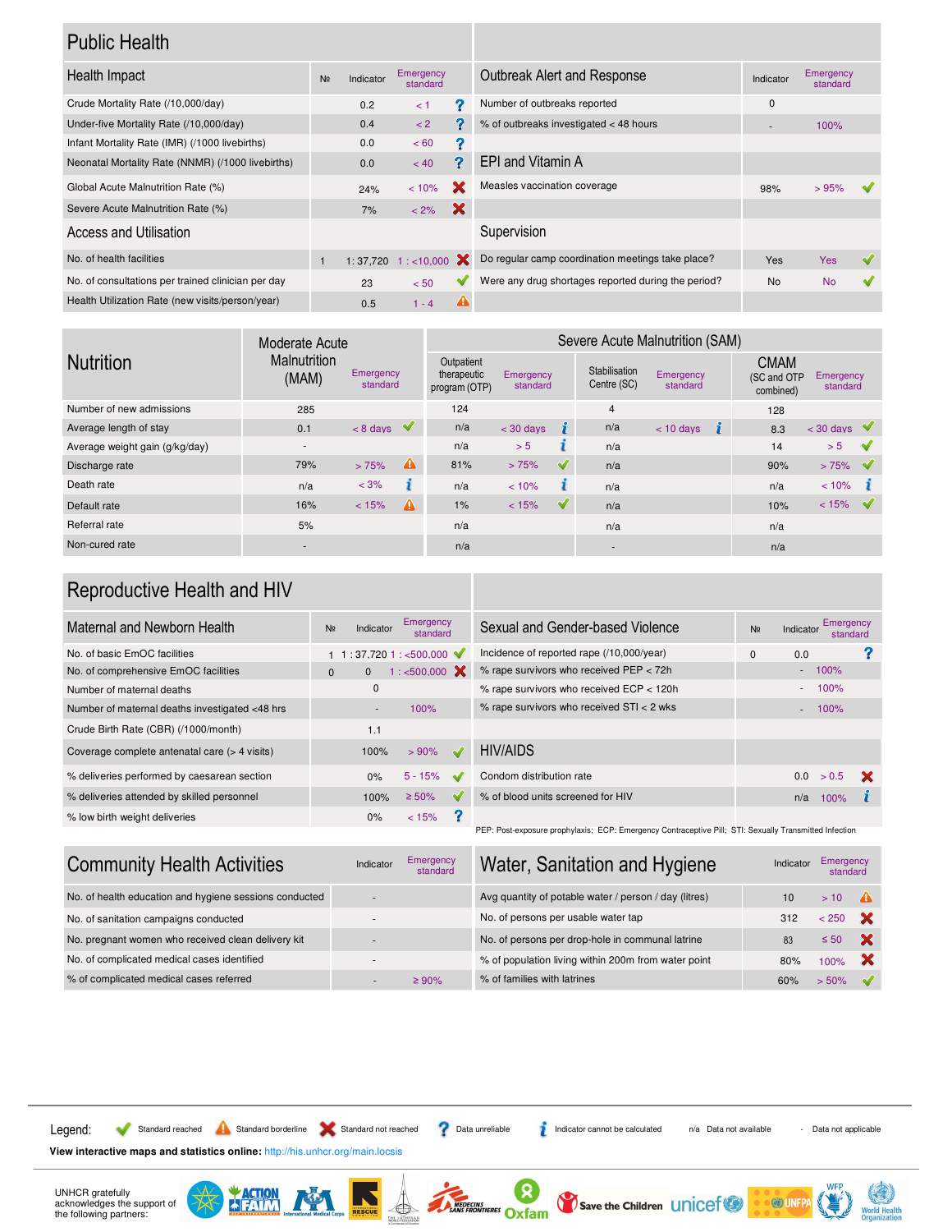# Public Health

## Health Impact

| Health Impact | № | Indicator | Emergency standard | |
|---|---|---|---|---|
| Crude Mortality Rate (/10,000/day) | | 0.2 | < 1 | ? |
| Under-five Mortality Rate (/10,000/day) | | 0.4 | < 2 | ? |
| Infant Mortality Rate (IMR) (/1000 livebirths) | | 0.0 | < 60 | ? |
| Neonatal Mortality Rate (NNMR) (/1000 livebirths) | | 0.0 | < 40 | ? |
| Global Acute Malnutrition Rate (%) | | 24% | < 10% | ✗ |
| Severe Acute Malnutrition Rate (%) | | 7% | < 2% | ✗ |

## Access and Utilisation

| Access and Utilisation | № | Indicator | Emergency standard | |
|---|---|---|---|---|
| No. of health facilities | 1 | 1 : 37,720 | 1 : <10,000 | ✗ |
| No. of consultations per trained clinician per day | | 23 | < 50 | ✓ |
| Health Utilization Rate (new visits/person/year) | | 0.5 | 1 - 4 | ⚠ |

## Outbreak Alert and Response

| Outbreak Alert and Response | Indicator | Emergency standard | |
|---|---|---|---|
| Number of outbreaks reported | 0 | | |
| % of outbreaks investigated < 48 hours | - | 100% | |

## EPI and Vitamin A

| EPI and Vitamin A | Indicator | Emergency standard | |
|---|---|---|---|
| Measles vaccination coverage | 98% | > 95% | ✓ |

## Supervision

| Supervision | Indicator | Emergency standard | |
|---|---|---|---|
| Do regular camp coordination meetings take place? | Yes | Yes | ✓ |
| Were any drug shortages reported during the period? | No | No | ✓ |

# Nutrition

| Nutrition | Moderate Acute Malnutrition (MAM) | Emergency standard | | Severe Acute Malnutrition (SAM): Outpatient therapeutic program (OTP) | Emergency standard | | Stabilisation Centre (SC) | Emergency standard | | CMAM (SC and OTP combined) | Emergency standard | |
|---|---|---|---|---|---|---|---|---|---|---|---|---|
| Number of new admissions | 285 | | | 124 | | | 4 | | | 128 | | |
| Average length of stay | 0.1 | < 8 days | ✓ | n/a | < 30 days | i | n/a | < 10 days | i | 8.3 | < 30 days | ✓ |
| Average weight gain (g/kg/day) | - | | | n/a | > 5 | i | n/a | | | 14 | > 5 | ✓ |
| Discharge rate | 79% | > 75% | ⚠ | 81% | > 75% | ✓ | n/a | | | 90% | > 75% | ✓ |
| Death rate | n/a | < 3% | i | n/a | < 10% | i | n/a | | | n/a | < 10% | i |
| Default rate | 16% | < 15% | ⚠ | 1% | < 15% | ✓ | n/a | | | 10% | < 15% | ✓ |
| Referral rate | 5% | | | n/a | | | n/a | | | n/a | | |
| Non-cured rate | - | | | n/a | | | - | | | n/a | | |

# Reproductive Health and HIV

## Maternal and Newborn Health

| Maternal and Newborn Health | № | Indicator | Emergency standard | |
|---|---|---|---|---|
| No. of basic EmOC facilities | 1 | 1 : 37,720 | 1 : <500,000 | ✓ |
| No. of comprehensive EmOC facilities | 0 | 0 | 1 : <500,000 | ✗ |
| Number of maternal deaths | | 0 | | |
| Number of maternal deaths investigated <48 hrs | | - | 100% | |
| Crude Birth Rate (CBR) (/1000/month) | | 1.1 | | |
| Coverage complete antenatal care (> 4 visits) | | 100% | > 90% | ✓ |
| % deliveries performed by caesarean section | | 0% | 5 - 15% | ✓ |
| % deliveries attended by skilled personnel | | 100% | ≥ 50% | ✓ |
| % low birth weight deliveries | | 0% | < 15% | ? |

## Sexual and Gender-based Violence

| Sexual and Gender-based Violence | № | Indicator | Emergency standard | |
|---|---|---|---|---|
| Incidence of reported rape (/10,000/year) | 0 | 0.0 | | ? |
| % rape survivors who received PEP < 72h | | - | 100% | |
| % rape survivors who received ECP < 120h | | - | 100% | |
| % rape survivors who received STI < 2 wks | | - | 100% | |

## HIV/AIDS

| HIV/AIDS | Indicator | Emergency standard | |
|---|---|---|---|
| Condom distribution rate | 0.0 | > 0.5 | ✗ |
| % of blood units screened for HIV | n/a | 100% | i |

PEP: Post-exposure prophylaxis; ECP: Emergency Contraceptive Pill; STI: Sexually Transmitted Infection

# Community Health Activities

| Community Health Activities | Indicator | Emergency standard |
|---|---|---|
| No. of health education and hygiene sessions conducted | - | |
| No. of sanitation campaigns conducted | - | |
| No. pregnant women who received clean delivery kit | - | |
| No. of complicated medical cases identified | - | |
| % of complicated medical cases referred | - | ≥ 90% |

# Water, Sanitation and Hygiene

| Water, Sanitation and Hygiene | Indicator | Emergency standard | |
|---|---|---|---|
| Avg quantity of potable water / person / day (litres) | 10 | > 10 | ⚠ |
| No. of persons per usable water tap | 312 | < 250 | ✗ |
| No. of persons per drop-hole in communal latrine | 83 | ≤ 50 | ✗ |
| % of population living within 200m from water point | 80% | 100% | ✗ |
| % of families with latrines | 60% | > 50% | ✓ |

Legend: ✓ Standard reached ⚠ Standard borderline ✗ Standard not reached ? Data unreliable i Indicator cannot be calculated n/a Data not available - Data not applicable

**View interactive maps and statistics online:** http://his.unhcr.org/main.locsis

UNHCR gratefully acknowledges the support of the following partners: Action contre la Faim, International Medical Corps, International Rescue Committee, The Lutheran World Federation, Médecins Sans Frontières, Oxfam, Save the Children, unicef, UNFPA, WFP, World Health Organization